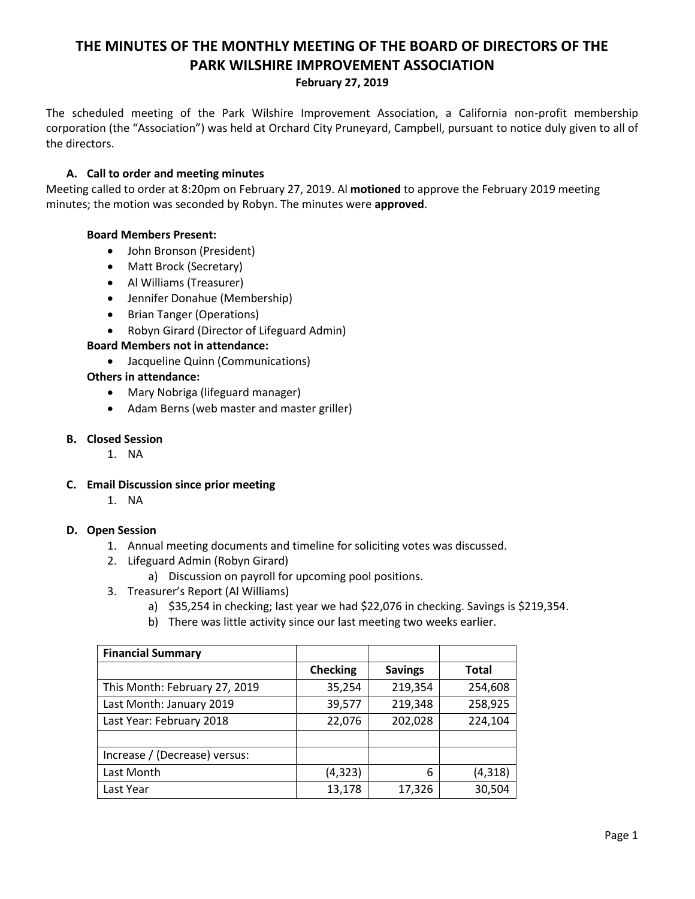# THE MINUTES OF THE MONTHLY MEETING OF THE BOARD OF DIRECTORS OF THE PARK WILSHIRE IMPROVEMENT ASSOCIATION

**February 27, 2019**

The scheduled meeting of the Park Wilshire Improvement Association, a California non-profit membership corporation (the "Association") was held at Orchard City Pruneyard, Campbell, pursuant to notice duly given to all of the directors.

### A. Call to order and meeting minutes

Meeting called to order at 8:20pm on February 27, 2019. Al **motioned** to approve the February 2019 meeting minutes; the motion was seconded by Robyn. The minutes were **approved**.

**Board Members Present:**

- John Bronson (President)
- Matt Brock (Secretary)
- Al Williams (Treasurer)
- Jennifer Donahue (Membership)
- Brian Tanger (Operations)
- Robyn Girard (Director of Lifeguard Admin)

**Board Members not in attendance:**

- Jacqueline Quinn (Communications)

**Others in attendance:**

- Mary Nobriga (lifeguard manager)
- Adam Berns (web master and master griller)

### B. Closed Session

1. NA

### C. Email Discussion since prior meeting

1. NA

### D. Open Session

1. Annual meeting documents and timeline for soliciting votes was discussed.
2. Lifeguard Admin (Robyn Girard)
   a) Discussion on payroll for upcoming pool positions.
3. Treasurer's Report (Al Williams)
   a) $35,254 in checking; last year we had $22,076 in checking. Savings is $219,354.
   b) There was little activity since our last meeting two weeks earlier.

| **Financial Summary** | | | |
|---|---|---|---|
| | **Checking** | **Savings** | **Total** |
| This Month: February 27, 2019 | 35,254 | 219,354 | 254,608 |
| Last Month: January 2019 | 39,577 | 219,348 | 258,925 |
| Last Year: February 2018 | 22,076 | 202,028 | 224,104 |
| | | | |
| Increase / (Decrease) versus: | | | |
| Last Month | (4,323) | 6 | (4,318) |
| Last Year | 13,178 | 17,326 | 30,504 |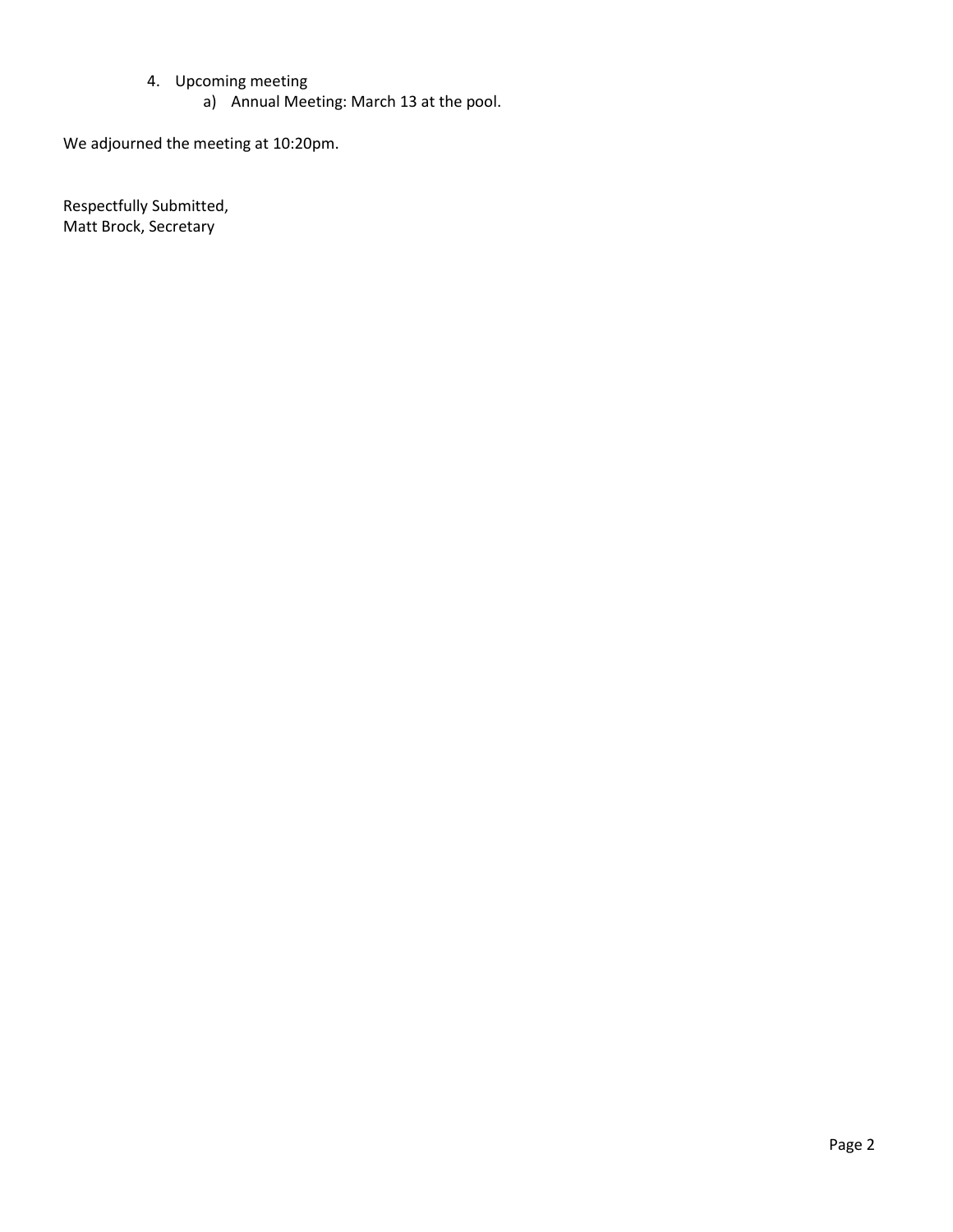4. Upcoming meeting
    a) Annual Meeting: March 13 at the pool.

We adjourned the meeting at 10:20pm.

Respectfully Submitted,
Matt Brock, Secretary